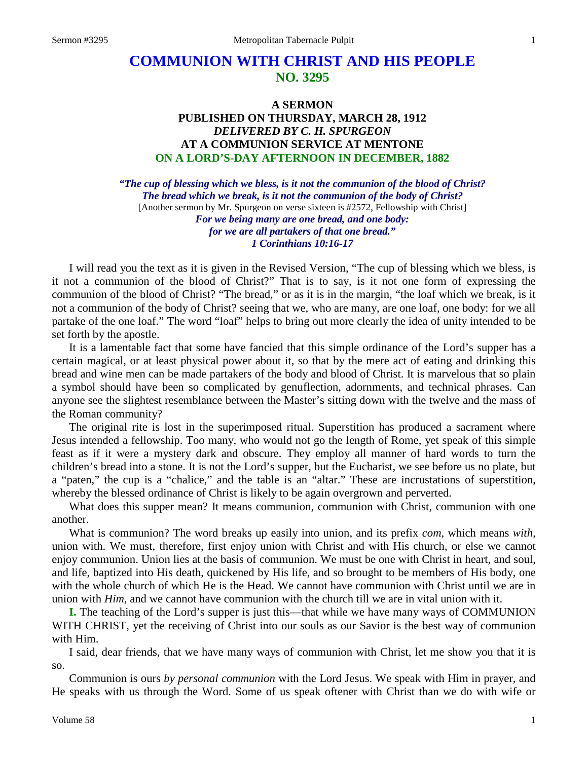# COMMUNION WITH CHRIST AND HIS PEOPLE
## NO. 3295

### A SERMON
### PUBLISHED ON THURSDAY, MARCH 28, 1912
### *DELIVERED BY C. H. SPURGEON*
### AT A COMMUNION SERVICE AT MENTONE
### ON A LORD'S-DAY AFTERNOON IN DECEMBER, 1882

***"The cup of blessing which we bless, is it not the communion of the blood of Christ? The bread which we break, is it not the communion of the body of Christ?***
[Another sermon by Mr. Spurgeon on verse sixteen is #2572, Fellowship with Christ]
***For we being many are one bread, and one body: for we are all partakers of that one bread." 1 Corinthians 10:16-17***

I will read you the text as it is given in the Revised Version, "The cup of blessing which we bless, is it not a communion of the blood of Christ?" That is to say, is it not one form of expressing the communion of the blood of Christ? "The bread," or as it is in the margin, "the loaf which we break, is it not a communion of the body of Christ? seeing that we, who are many, are one loaf, one body: for we all partake of the one loaf." The word "loaf" helps to bring out more clearly the idea of unity intended to be set forth by the apostle.

It is a lamentable fact that some have fancied that this simple ordinance of the Lord's supper has a certain magical, or at least physical power about it, so that by the mere act of eating and drinking this bread and wine men can be made partakers of the body and blood of Christ. It is marvelous that so plain a symbol should have been so complicated by genuflection, adornments, and technical phrases. Can anyone see the slightest resemblance between the Master's sitting down with the twelve and the mass of the Roman community?

The original rite is lost in the superimposed ritual. Superstition has produced a sacrament where Jesus intended a fellowship. Too many, who would not go the length of Rome, yet speak of this simple feast as if it were a mystery dark and obscure. They employ all manner of hard words to turn the children's bread into a stone. It is not the Lord's supper, but the Eucharist, we see before us no plate, but a "paten," the cup is a "chalice," and the table is an "altar." These are incrustations of superstition, whereby the blessed ordinance of Christ is likely to be again overgrown and perverted.

What does this supper mean? It means communion, communion with Christ, communion with one another.

What is communion? The word breaks up easily into union, and its prefix *com,* which means *with,* union with. We must, therefore, first enjoy union with Christ and with His church, or else we cannot enjoy communion. Union lies at the basis of communion. We must be one with Christ in heart, and soul, and life, baptized into His death, quickened by His life, and so brought to be members of His body, one with the whole church of which He is the Head. We cannot have communion with Christ until we are in union with *Him,* and we cannot have communion with the church till we are in vital union with it.

**I.** The teaching of the Lord's supper is just this—that while we have many ways of COMMUNION WITH CHRIST, yet the receiving of Christ into our souls as our Savior is the best way of communion with Him.

I said, dear friends, that we have many ways of communion with Christ, let me show you that it is so.

Communion is ours *by personal communion* with the Lord Jesus. We speak with Him in prayer, and He speaks with us through the Word. Some of us speak oftener with Christ than we do with wife or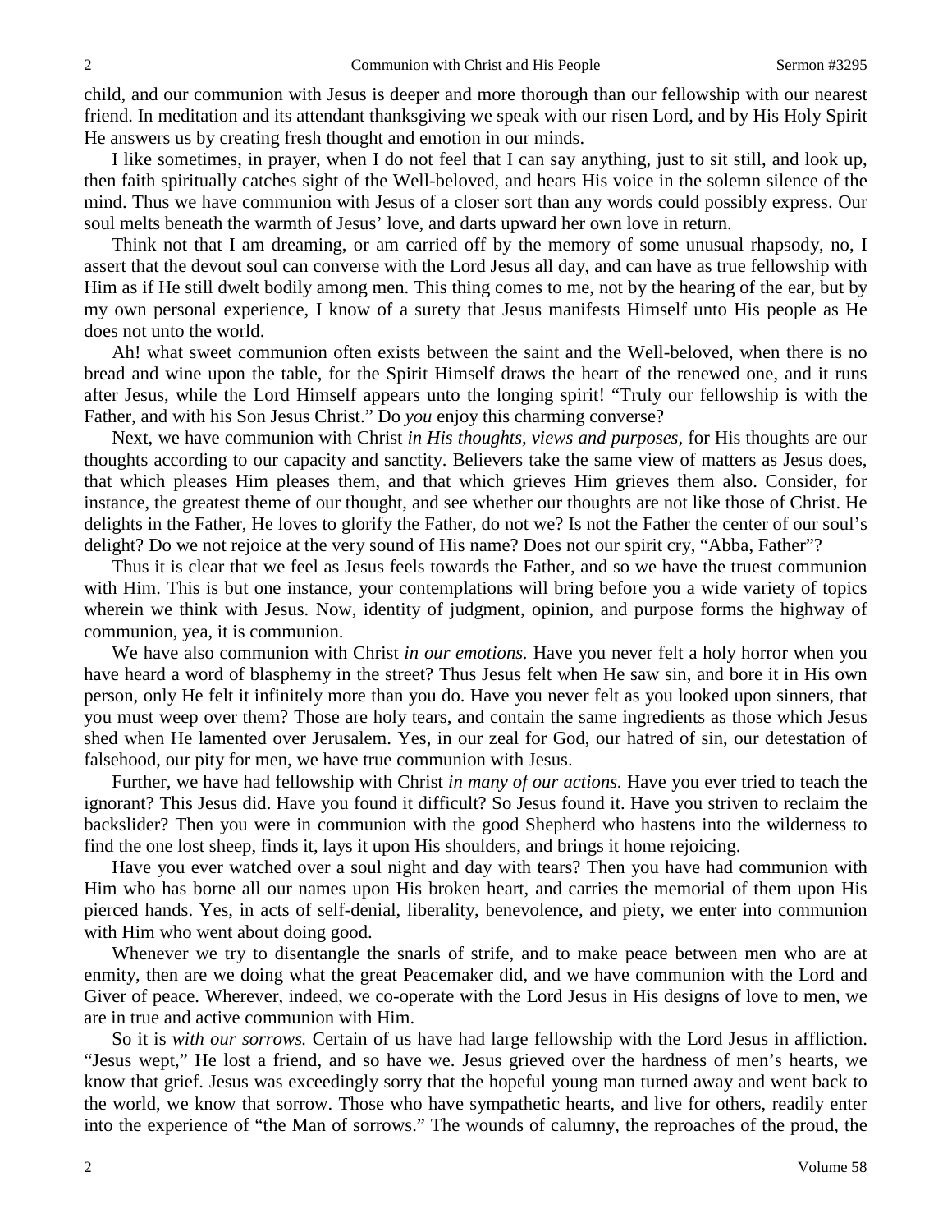child, and our communion with Jesus is deeper and more thorough than our fellowship with our nearest friend. In meditation and its attendant thanksgiving we speak with our risen Lord, and by His Holy Spirit He answers us by creating fresh thought and emotion in our minds.

I like sometimes, in prayer, when I do not feel that I can say anything, just to sit still, and look up, then faith spiritually catches sight of the Well-beloved, and hears His voice in the solemn silence of the mind. Thus we have communion with Jesus of a closer sort than any words could possibly express. Our soul melts beneath the warmth of Jesus' love, and darts upward her own love in return.

Think not that I am dreaming, or am carried off by the memory of some unusual rhapsody, no, I assert that the devout soul can converse with the Lord Jesus all day, and can have as true fellowship with Him as if He still dwelt bodily among men. This thing comes to me, not by the hearing of the ear, but by my own personal experience, I know of a surety that Jesus manifests Himself unto His people as He does not unto the world.

Ah! what sweet communion often exists between the saint and the Well-beloved, when there is no bread and wine upon the table, for the Spirit Himself draws the heart of the renewed one, and it runs after Jesus, while the Lord Himself appears unto the longing spirit! "Truly our fellowship is with the Father, and with his Son Jesus Christ." Do *you* enjoy this charming converse?

Next, we have communion with Christ *in His thoughts, views and purposes,* for His thoughts are our thoughts according to our capacity and sanctity. Believers take the same view of matters as Jesus does, that which pleases Him pleases them, and that which grieves Him grieves them also. Consider, for instance, the greatest theme of our thought, and see whether our thoughts are not like those of Christ. He delights in the Father, He loves to glorify the Father, do not we? Is not the Father the center of our soul's delight? Do we not rejoice at the very sound of His name? Does not our spirit cry, "Abba, Father"?

Thus it is clear that we feel as Jesus feels towards the Father, and so we have the truest communion with Him. This is but one instance, your contemplations will bring before you a wide variety of topics wherein we think with Jesus. Now, identity of judgment, opinion, and purpose forms the highway of communion, yea, it is communion.

We have also communion with Christ *in our emotions.* Have you never felt a holy horror when you have heard a word of blasphemy in the street? Thus Jesus felt when He saw sin, and bore it in His own person, only He felt it infinitely more than you do. Have you never felt as you looked upon sinners, that you must weep over them? Those are holy tears, and contain the same ingredients as those which Jesus shed when He lamented over Jerusalem. Yes, in our zeal for God, our hatred of sin, our detestation of falsehood, our pity for men, we have true communion with Jesus.

Further, we have had fellowship with Christ *in many of our actions.* Have you ever tried to teach the ignorant? This Jesus did. Have you found it difficult? So Jesus found it. Have you striven to reclaim the backslider? Then you were in communion with the good Shepherd who hastens into the wilderness to find the one lost sheep, finds it, lays it upon His shoulders, and brings it home rejoicing.

Have you ever watched over a soul night and day with tears? Then you have had communion with Him who has borne all our names upon His broken heart, and carries the memorial of them upon His pierced hands. Yes, in acts of self-denial, liberality, benevolence, and piety, we enter into communion with Him who went about doing good.

Whenever we try to disentangle the snarls of strife, and to make peace between men who are at enmity, then are we doing what the great Peacemaker did, and we have communion with the Lord and Giver of peace. Wherever, indeed, we co-operate with the Lord Jesus in His designs of love to men, we are in true and active communion with Him.

So it is *with our sorrows.* Certain of us have had large fellowship with the Lord Jesus in affliction. "Jesus wept," He lost a friend, and so have we. Jesus grieved over the hardness of men's hearts, we know that grief. Jesus was exceedingly sorry that the hopeful young man turned away and went back to the world, we know that sorrow. Those who have sympathetic hearts, and live for others, readily enter into the experience of "the Man of sorrows." The wounds of calumny, the reproaches of the proud, the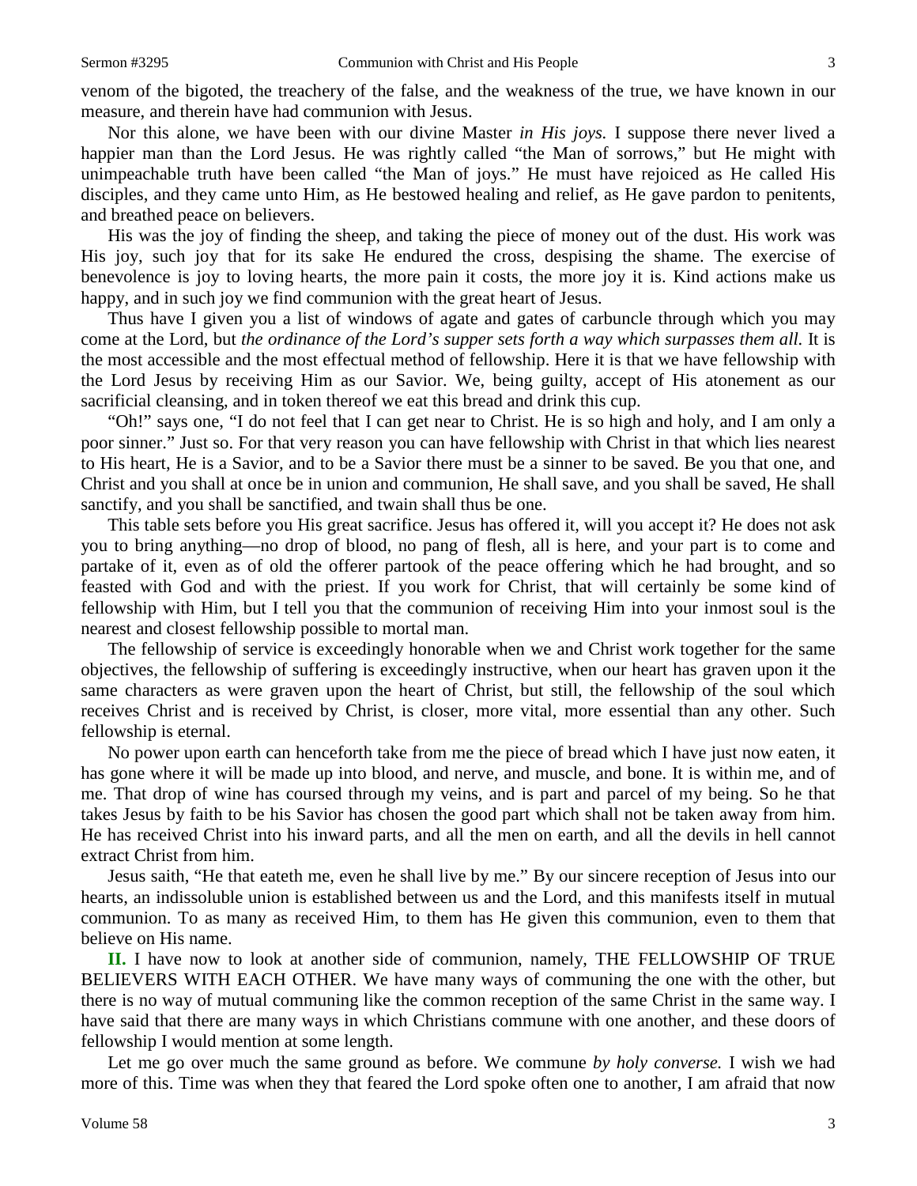venom of the bigoted, the treachery of the false, and the weakness of the true, we have known in our measure, and therein have had communion with Jesus.

Nor this alone, we have been with our divine Master *in His joys.* I suppose there never lived a happier man than the Lord Jesus. He was rightly called "the Man of sorrows," but He might with unimpeachable truth have been called "the Man of joys." He must have rejoiced as He called His disciples, and they came unto Him, as He bestowed healing and relief, as He gave pardon to penitents, and breathed peace on believers.

His was the joy of finding the sheep, and taking the piece of money out of the dust. His work was His joy, such joy that for its sake He endured the cross, despising the shame. The exercise of benevolence is joy to loving hearts, the more pain it costs, the more joy it is. Kind actions make us happy, and in such joy we find communion with the great heart of Jesus.

Thus have I given you a list of windows of agate and gates of carbuncle through which you may come at the Lord, but *the ordinance of the Lord's supper sets forth a way which surpasses them all.* It is the most accessible and the most effectual method of fellowship. Here it is that we have fellowship with the Lord Jesus by receiving Him as our Savior. We, being guilty, accept of His atonement as our sacrificial cleansing, and in token thereof we eat this bread and drink this cup.

"Oh!" says one, "I do not feel that I can get near to Christ. He is so high and holy, and I am only a poor sinner." Just so. For that very reason you can have fellowship with Christ in that which lies nearest to His heart, He is a Savior, and to be a Savior there must be a sinner to be saved. Be you that one, and Christ and you shall at once be in union and communion, He shall save, and you shall be saved, He shall sanctify, and you shall be sanctified, and twain shall thus be one.

This table sets before you His great sacrifice. Jesus has offered it, will you accept it? He does not ask you to bring anything—no drop of blood, no pang of flesh, all is here, and your part is to come and partake of it, even as of old the offerer partook of the peace offering which he had brought, and so feasted with God and with the priest. If you work for Christ, that will certainly be some kind of fellowship with Him, but I tell you that the communion of receiving Him into your inmost soul is the nearest and closest fellowship possible to mortal man.

The fellowship of service is exceedingly honorable when we and Christ work together for the same objectives, the fellowship of suffering is exceedingly instructive, when our heart has graven upon it the same characters as were graven upon the heart of Christ, but still, the fellowship of the soul which receives Christ and is received by Christ, is closer, more vital, more essential than any other. Such fellowship is eternal.

No power upon earth can henceforth take from me the piece of bread which I have just now eaten, it has gone where it will be made up into blood, and nerve, and muscle, and bone. It is within me, and of me. That drop of wine has coursed through my veins, and is part and parcel of my being. So he that takes Jesus by faith to be his Savior has chosen the good part which shall not be taken away from him. He has received Christ into his inward parts, and all the men on earth, and all the devils in hell cannot extract Christ from him.

Jesus saith, "He that eateth me, even he shall live by me." By our sincere reception of Jesus into our hearts, an indissoluble union is established between us and the Lord, and this manifests itself in mutual communion. To as many as received Him, to them has He given this communion, even to them that believe on His name.

**II.** I have now to look at another side of communion, namely, THE FELLOWSHIP OF TRUE BELIEVERS WITH EACH OTHER. We have many ways of communing the one with the other, but there is no way of mutual communing like the common reception of the same Christ in the same way. I have said that there are many ways in which Christians commune with one another, and these doors of fellowship I would mention at some length.

Let me go over much the same ground as before. We commune *by holy converse.* I wish we had more of this. Time was when they that feared the Lord spoke often one to another, I am afraid that now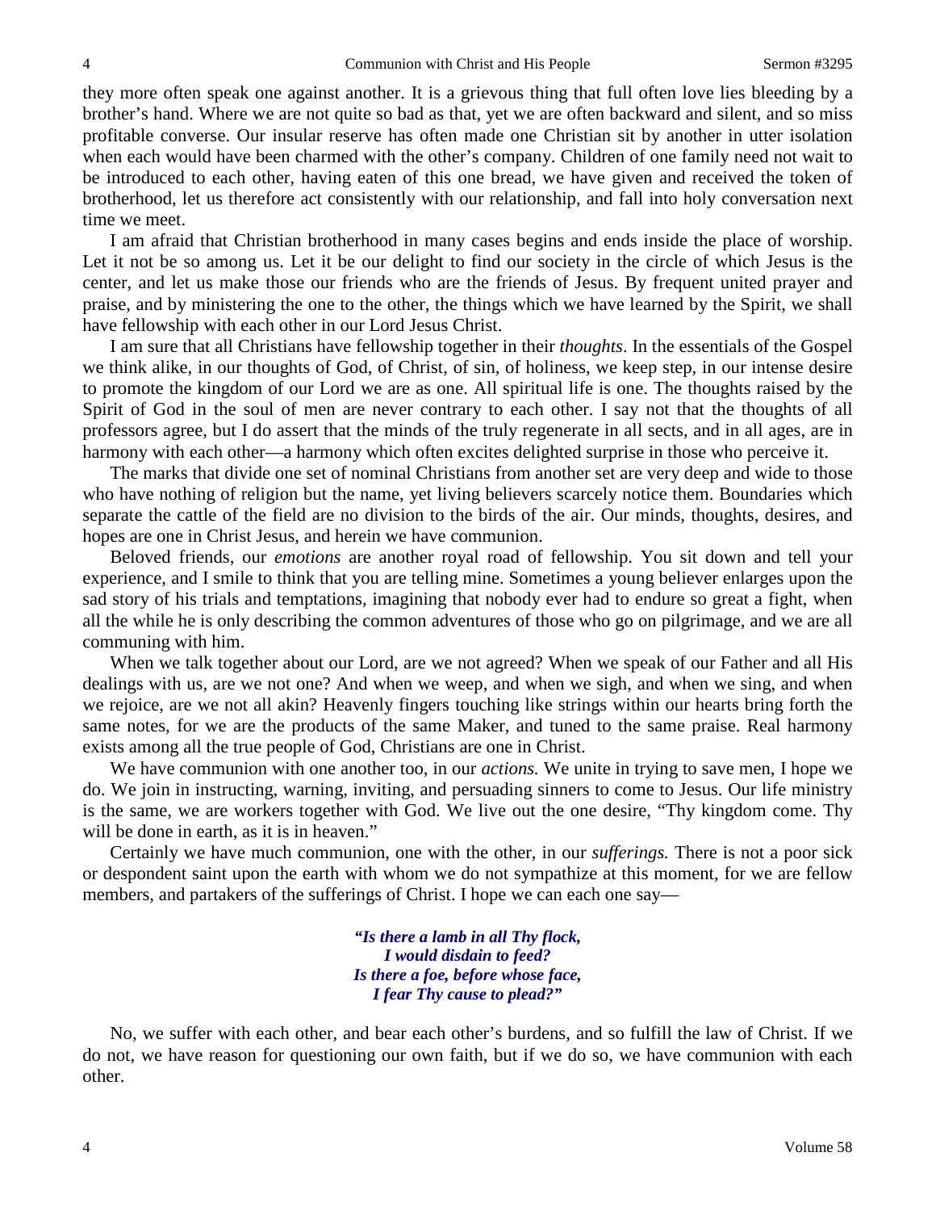they more often speak one against another. It is a grievous thing that full often love lies bleeding by a brother's hand. Where we are not quite so bad as that, yet we are often backward and silent, and so miss profitable converse. Our insular reserve has often made one Christian sit by another in utter isolation when each would have been charmed with the other's company. Children of one family need not wait to be introduced to each other, having eaten of this one bread, we have given and received the token of brotherhood, let us therefore act consistently with our relationship, and fall into holy conversation next time we meet.

I am afraid that Christian brotherhood in many cases begins and ends inside the place of worship. Let it not be so among us. Let it be our delight to find our society in the circle of which Jesus is the center, and let us make those our friends who are the friends of Jesus. By frequent united prayer and praise, and by ministering the one to the other, the things which we have learned by the Spirit, we shall have fellowship with each other in our Lord Jesus Christ.

I am sure that all Christians have fellowship together in their *thoughts*. In the essentials of the Gospel we think alike, in our thoughts of God, of Christ, of sin, of holiness, we keep step, in our intense desire to promote the kingdom of our Lord we are as one. All spiritual life is one. The thoughts raised by the Spirit of God in the soul of men are never contrary to each other. I say not that the thoughts of all professors agree, but I do assert that the minds of the truly regenerate in all sects, and in all ages, are in harmony with each other—a harmony which often excites delighted surprise in those who perceive it.

The marks that divide one set of nominal Christians from another set are very deep and wide to those who have nothing of religion but the name, yet living believers scarcely notice them. Boundaries which separate the cattle of the field are no division to the birds of the air. Our minds, thoughts, desires, and hopes are one in Christ Jesus, and herein we have communion.

Beloved friends, our *emotions* are another royal road of fellowship. You sit down and tell your experience, and I smile to think that you are telling mine. Sometimes a young believer enlarges upon the sad story of his trials and temptations, imagining that nobody ever had to endure so great a fight, when all the while he is only describing the common adventures of those who go on pilgrimage, and we are all communing with him.

When we talk together about our Lord, are we not agreed? When we speak of our Father and all His dealings with us, are we not one? And when we weep, and when we sigh, and when we sing, and when we rejoice, are we not all akin? Heavenly fingers touching like strings within our hearts bring forth the same notes, for we are the products of the same Maker, and tuned to the same praise. Real harmony exists among all the true people of God, Christians are one in Christ.

We have communion with one another too, in our *actions.* We unite in trying to save men, I hope we do. We join in instructing, warning, inviting, and persuading sinners to come to Jesus. Our life ministry is the same, we are workers together with God. We live out the one desire, "Thy kingdom come. Thy will be done in earth, as it is in heaven."

Certainly we have much communion, one with the other, in our *sufferings.* There is not a poor sick or despondent saint upon the earth with whom we do not sympathize at this moment, for we are fellow members, and partakers of the sufferings of Christ. I hope we can each one say—

> ***"Is there a lamb in all Thy flock,***
> ***I would disdain to feed?***
> ***Is there a foe, before whose face,***
> ***I fear Thy cause to plead?"***

No, we suffer with each other, and bear each other's burdens, and so fulfill the law of Christ. If we do not, we have reason for questioning our own faith, but if we do so, we have communion with each other.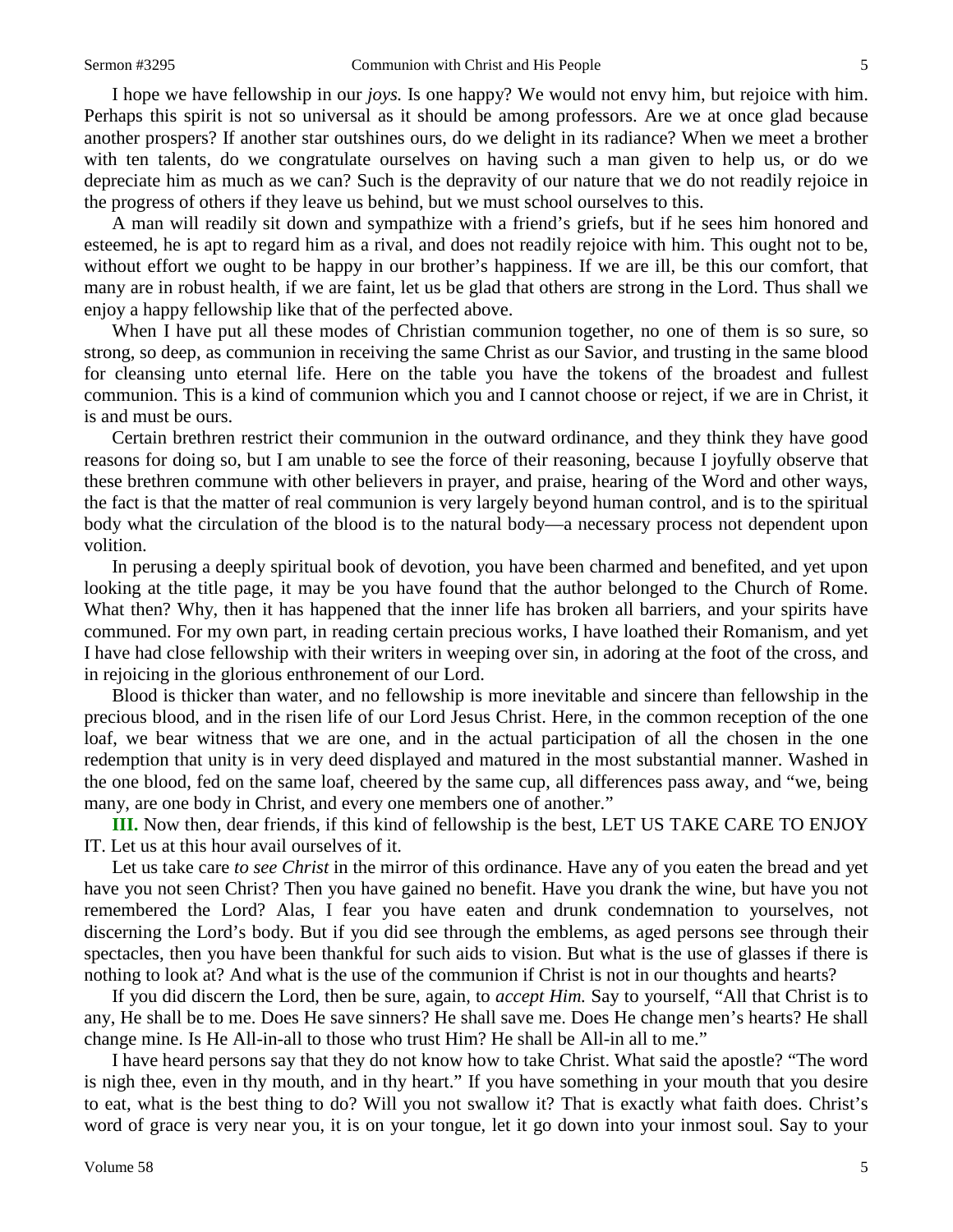I hope we have fellowship in our *joys.* Is one happy? We would not envy him, but rejoice with him. Perhaps this spirit is not so universal as it should be among professors. Are we at once glad because another prospers? If another star outshines ours, do we delight in its radiance? When we meet a brother with ten talents, do we congratulate ourselves on having such a man given to help us, or do we depreciate him as much as we can? Such is the depravity of our nature that we do not readily rejoice in the progress of others if they leave us behind, but we must school ourselves to this.

A man will readily sit down and sympathize with a friend's griefs, but if he sees him honored and esteemed, he is apt to regard him as a rival, and does not readily rejoice with him. This ought not to be, without effort we ought to be happy in our brother's happiness. If we are ill, be this our comfort, that many are in robust health, if we are faint, let us be glad that others are strong in the Lord. Thus shall we enjoy a happy fellowship like that of the perfected above.

When I have put all these modes of Christian communion together, no one of them is so sure, so strong, so deep, as communion in receiving the same Christ as our Savior, and trusting in the same blood for cleansing unto eternal life. Here on the table you have the tokens of the broadest and fullest communion. This is a kind of communion which you and I cannot choose or reject, if we are in Christ, it is and must be ours.

Certain brethren restrict their communion in the outward ordinance, and they think they have good reasons for doing so, but I am unable to see the force of their reasoning, because I joyfully observe that these brethren commune with other believers in prayer, and praise, hearing of the Word and other ways, the fact is that the matter of real communion is very largely beyond human control, and is to the spiritual body what the circulation of the blood is to the natural body—a necessary process not dependent upon volition.

In perusing a deeply spiritual book of devotion, you have been charmed and benefited, and yet upon looking at the title page, it may be you have found that the author belonged to the Church of Rome. What then? Why, then it has happened that the inner life has broken all barriers, and your spirits have communed. For my own part, in reading certain precious works, I have loathed their Romanism, and yet I have had close fellowship with their writers in weeping over sin, in adoring at the foot of the cross, and in rejoicing in the glorious enthronement of our Lord.

Blood is thicker than water, and no fellowship is more inevitable and sincere than fellowship in the precious blood, and in the risen life of our Lord Jesus Christ. Here, in the common reception of the one loaf, we bear witness that we are one, and in the actual participation of all the chosen in the one redemption that unity is in very deed displayed and matured in the most substantial manner. Washed in the one blood, fed on the same loaf, cheered by the same cup, all differences pass away, and "we, being many, are one body in Christ, and every one members one of another."

**III.** Now then, dear friends, if this kind of fellowship is the best, LET US TAKE CARE TO ENJOY IT. Let us at this hour avail ourselves of it.

Let us take care *to see Christ* in the mirror of this ordinance. Have any of you eaten the bread and yet have you not seen Christ? Then you have gained no benefit. Have you drank the wine, but have you not remembered the Lord? Alas, I fear you have eaten and drunk condemnation to yourselves, not discerning the Lord's body. But if you did see through the emblems, as aged persons see through their spectacles, then you have been thankful for such aids to vision. But what is the use of glasses if there is nothing to look at? And what is the use of the communion if Christ is not in our thoughts and hearts?

If you did discern the Lord, then be sure, again, to *accept Him.* Say to yourself, "All that Christ is to any, He shall be to me. Does He save sinners? He shall save me. Does He change men's hearts? He shall change mine. Is He All-in-all to those who trust Him? He shall be All-in all to me."

I have heard persons say that they do not know how to take Christ. What said the apostle? "The word is nigh thee, even in thy mouth, and in thy heart." If you have something in your mouth that you desire to eat, what is the best thing to do? Will you not swallow it? That is exactly what faith does. Christ's word of grace is very near you, it is on your tongue, let it go down into your inmost soul. Say to your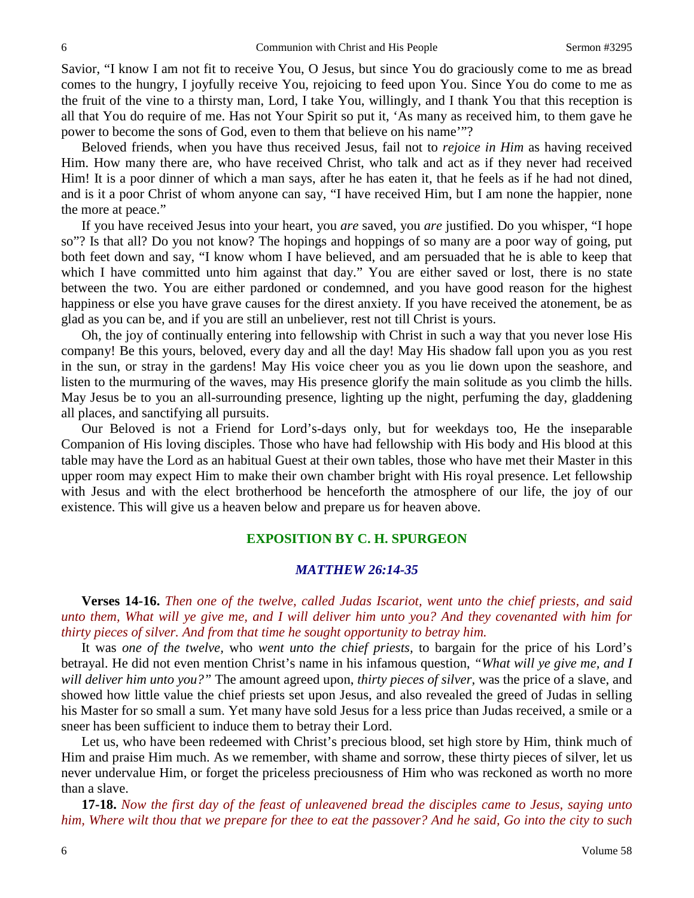Savior, "I know I am not fit to receive You, O Jesus, but since You do graciously come to me as bread comes to the hungry, I joyfully receive You, rejoicing to feed upon You. Since You do come to me as the fruit of the vine to a thirsty man, Lord, I take You, willingly, and I thank You that this reception is all that You do require of me. Has not Your Spirit so put it, 'As many as received him, to them gave he power to become the sons of God, even to them that believe on his name'"?

Beloved friends, when you have thus received Jesus, fail not to *rejoice in Him* as having received Him. How many there are, who have received Christ, who talk and act as if they never had received Him! It is a poor dinner of which a man says, after he has eaten it, that he feels as if he had not dined, and is it a poor Christ of whom anyone can say, "I have received Him, but I am none the happier, none the more at peace."

If you have received Jesus into your heart, you *are* saved, you *are* justified. Do you whisper, "I hope so"? Is that all? Do you not know? The hopings and hoppings of so many are a poor way of going, put both feet down and say, "I know whom I have believed, and am persuaded that he is able to keep that which I have committed unto him against that day." You are either saved or lost, there is no state between the two. You are either pardoned or condemned, and you have good reason for the highest happiness or else you have grave causes for the direst anxiety. If you have received the atonement, be as glad as you can be, and if you are still an unbeliever, rest not till Christ is yours.

Oh, the joy of continually entering into fellowship with Christ in such a way that you never lose His company! Be this yours, beloved, every day and all the day! May His shadow fall upon you as you rest in the sun, or stray in the gardens! May His voice cheer you as you lie down upon the seashore, and listen to the murmuring of the waves, may His presence glorify the main solitude as you climb the hills. May Jesus be to you an all-surrounding presence, lighting up the night, perfuming the day, gladdening all places, and sanctifying all pursuits.

Our Beloved is not a Friend for Lord's-days only, but for weekdays too, He the inseparable Companion of His loving disciples. Those who have had fellowship with His body and His blood at this table may have the Lord as an habitual Guest at their own tables, those who have met their Master in this upper room may expect Him to make their own chamber bright with His royal presence. Let fellowship with Jesus and with the elect brotherhood be henceforth the atmosphere of our life, the joy of our existence. This will give us a heaven below and prepare us for heaven above.

## EXPOSITION BY C. H. SPURGEON

### *MATTHEW 26:14-35*

**Verses 14-16.** *Then one of the twelve, called Judas Iscariot, went unto the chief priests, and said unto them, What will ye give me, and I will deliver him unto you? And they covenanted with him for thirty pieces of silver. And from that time he sought opportunity to betray him.*

It was *one of the twelve,* who *went unto the chief priests,* to bargain for the price of his Lord's betrayal. He did not even mention Christ's name in his infamous question, *"What will ye give me, and I will deliver him unto you?"* The amount agreed upon, *thirty pieces of silver,* was the price of a slave, and showed how little value the chief priests set upon Jesus, and also revealed the greed of Judas in selling his Master for so small a sum. Yet many have sold Jesus for a less price than Judas received, a smile or a sneer has been sufficient to induce them to betray their Lord.

Let us, who have been redeemed with Christ's precious blood, set high store by Him, think much of Him and praise Him much. As we remember, with shame and sorrow, these thirty pieces of silver, let us never undervalue Him, or forget the priceless preciousness of Him who was reckoned as worth no more than a slave.

**17-18.** *Now the first day of the feast of unleavened bread the disciples came to Jesus, saying unto him, Where wilt thou that we prepare for thee to eat the passover? And he said, Go into the city to such*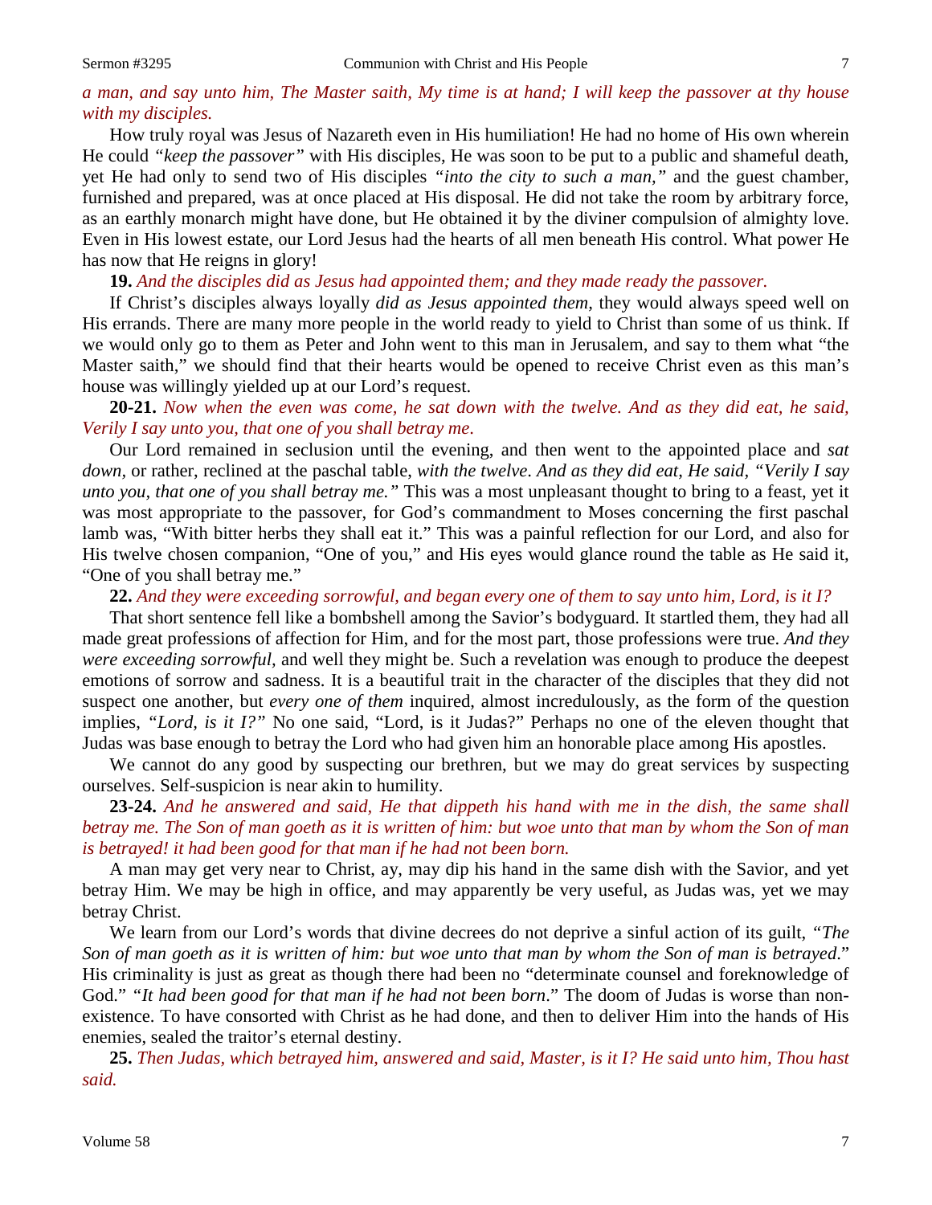*a man, and say unto him, The Master saith, My time is at hand; I will keep the passover at thy house with my disciples.*

How truly royal was Jesus of Nazareth even in His humiliation! He had no home of His own wherein He could *"keep the passover"* with His disciples, He was soon to be put to a public and shameful death, yet He had only to send two of His disciples *"into the city to such a man,"* and the guest chamber, furnished and prepared, was at once placed at His disposal. He did not take the room by arbitrary force, as an earthly monarch might have done, but He obtained it by the diviner compulsion of almighty love. Even in His lowest estate, our Lord Jesus had the hearts of all men beneath His control. What power He has now that He reigns in glory!

**19.** *And the disciples did as Jesus had appointed them; and they made ready the passover.*

If Christ's disciples always loyally *did as Jesus appointed them,* they would always speed well on His errands. There are many more people in the world ready to yield to Christ than some of us think. If we would only go to them as Peter and John went to this man in Jerusalem, and say to them what "the Master saith," we should find that their hearts would be opened to receive Christ even as this man's house was willingly yielded up at our Lord's request.

**20-21.** *Now when the even was come, he sat down with the twelve. And as they did eat, he said, Verily I say unto you, that one of you shall betray me.*

Our Lord remained in seclusion until the evening, and then went to the appointed place and *sat down,* or rather, reclined at the paschal table, *with the twelve*. *And as they did eat, He said, "Verily I say unto you, that one of you shall betray me."* This was a most unpleasant thought to bring to a feast, yet it was most appropriate to the passover, for God's commandment to Moses concerning the first paschal lamb was, "With bitter herbs they shall eat it." This was a painful reflection for our Lord, and also for His twelve chosen companion, "One of you," and His eyes would glance round the table as He said it, "One of you shall betray me."

**22.** *And they were exceeding sorrowful, and began every one of them to say unto him, Lord, is it I?*

That short sentence fell like a bombshell among the Savior's bodyguard. It startled them, they had all made great professions of affection for Him, and for the most part, those professions were true. *And they were exceeding sorrowful,* and well they might be. Such a revelation was enough to produce the deepest emotions of sorrow and sadness. It is a beautiful trait in the character of the disciples that they did not suspect one another, but *every one of them* inquired, almost incredulously, as the form of the question implies, *"Lord, is it I?"* No one said, "Lord, is it Judas?" Perhaps no one of the eleven thought that Judas was base enough to betray the Lord who had given him an honorable place among His apostles.

We cannot do any good by suspecting our brethren, but we may do great services by suspecting ourselves. Self-suspicion is near akin to humility.

**23-24.** *And he answered and said, He that dippeth his hand with me in the dish, the same shall betray me. The Son of man goeth as it is written of him: but woe unto that man by whom the Son of man is betrayed! it had been good for that man if he had not been born.*

A man may get very near to Christ, ay, may dip his hand in the same dish with the Savior, and yet betray Him. We may be high in office, and may apparently be very useful, as Judas was, yet we may betray Christ.

We learn from our Lord's words that divine decrees do not deprive a sinful action of its guilt, *"The Son of man goeth as it is written of him: but woe unto that man by whom the Son of man is betrayed*." His criminality is just as great as though there had been no "determinate counsel and foreknowledge of God." *"It had been good for that man if he had not been born*." The doom of Judas is worse than non-existence. To have consorted with Christ as he had done, and then to deliver Him into the hands of His enemies, sealed the traitor's eternal destiny.

**25.** *Then Judas, which betrayed him, answered and said, Master, is it I? He said unto him, Thou hast said.*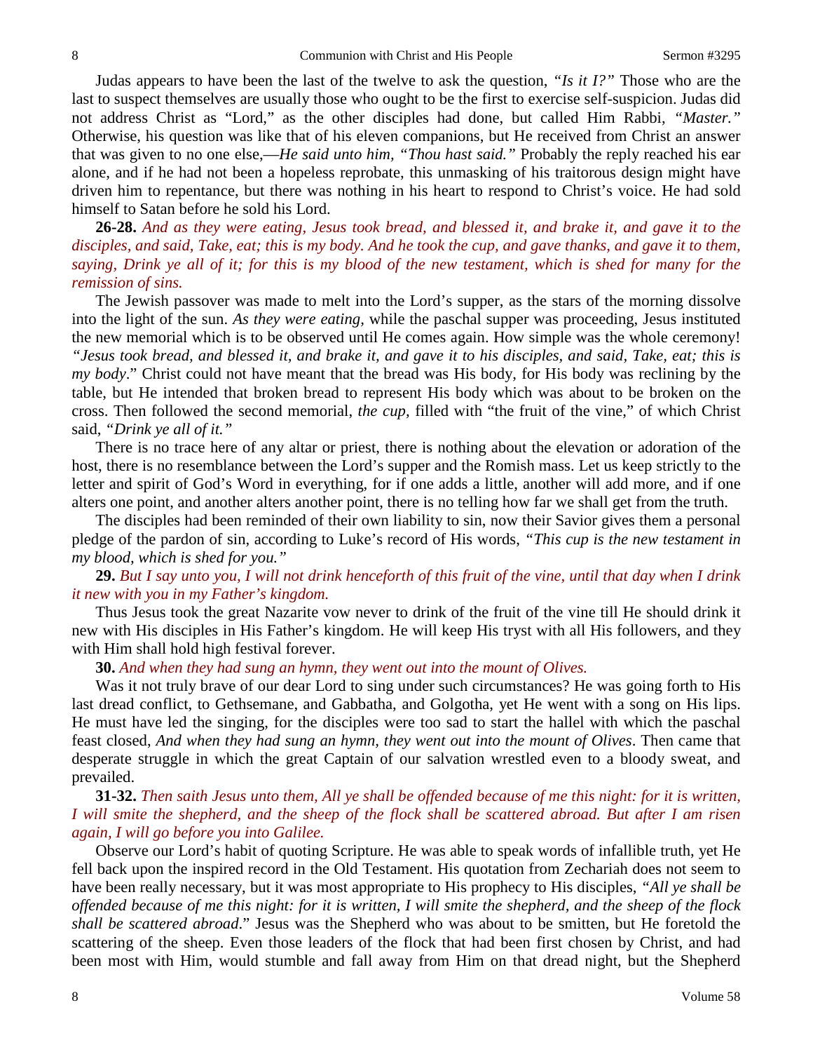Judas appears to have been the last of the twelve to ask the question, *"Is it I?"* Those who are the last to suspect themselves are usually those who ought to be the first to exercise self-suspicion. Judas did not address Christ as "Lord," as the other disciples had done, but called Him Rabbi, *"Master."* Otherwise, his question was like that of his eleven companions, but He received from Christ an answer that was given to no one else,—*He said unto him, "Thou hast said."* Probably the reply reached his ear alone, and if he had not been a hopeless reprobate, this unmasking of his traitorous design might have driven him to repentance, but there was nothing in his heart to respond to Christ's voice. He had sold himself to Satan before he sold his Lord.

**26-28.** *And as they were eating, Jesus took bread, and blessed it, and brake it, and gave it to the disciples, and said, Take, eat; this is my body. And he took the cup, and gave thanks, and gave it to them, saying, Drink ye all of it; for this is my blood of the new testament, which is shed for many for the remission of sins.*

The Jewish passover was made to melt into the Lord's supper, as the stars of the morning dissolve into the light of the sun. *As they were eating,* while the paschal supper was proceeding, Jesus instituted the new memorial which is to be observed until He comes again. How simple was the whole ceremony! *"Jesus took bread, and blessed it, and brake it, and gave it to his disciples, and said, Take, eat; this is my body*." Christ could not have meant that the bread was His body, for His body was reclining by the table, but He intended that broken bread to represent His body which was about to be broken on the cross. Then followed the second memorial, *the cup,* filled with "the fruit of the vine," of which Christ said, *"Drink ye all of it."*

There is no trace here of any altar or priest, there is nothing about the elevation or adoration of the host, there is no resemblance between the Lord's supper and the Romish mass. Let us keep strictly to the letter and spirit of God's Word in everything, for if one adds a little, another will add more, and if one alters one point, and another alters another point, there is no telling how far we shall get from the truth.

The disciples had been reminded of their own liability to sin, now their Savior gives them a personal pledge of the pardon of sin, according to Luke's record of His words, *"This cup is the new testament in my blood, which is shed for you."*

**29.** *But I say unto you, I will not drink henceforth of this fruit of the vine, until that day when I drink it new with you in my Father's kingdom.*

Thus Jesus took the great Nazarite vow never to drink of the fruit of the vine till He should drink it new with His disciples in His Father's kingdom. He will keep His tryst with all His followers, and they with Him shall hold high festival forever.

**30.** *And when they had sung an hymn, they went out into the mount of Olives.*

Was it not truly brave of our dear Lord to sing under such circumstances? He was going forth to His last dread conflict, to Gethsemane, and Gabbatha, and Golgotha, yet He went with a song on His lips. He must have led the singing, for the disciples were too sad to start the hallel with which the paschal feast closed, *And when they had sung an hymn, they went out into the mount of Olives*. Then came that desperate struggle in which the great Captain of our salvation wrestled even to a bloody sweat, and prevailed.

**31-32.** *Then saith Jesus unto them, All ye shall be offended because of me this night: for it is written, I will smite the shepherd, and the sheep of the flock shall be scattered abroad. But after I am risen again, I will go before you into Galilee.*

Observe our Lord's habit of quoting Scripture. He was able to speak words of infallible truth, yet He fell back upon the inspired record in the Old Testament. His quotation from Zechariah does not seem to have been really necessary, but it was most appropriate to His prophecy to His disciples, *"All ye shall be offended because of me this night: for it is written, I will smite the shepherd, and the sheep of the flock shall be scattered abroad*." Jesus was the Shepherd who was about to be smitten, but He foretold the scattering of the sheep. Even those leaders of the flock that had been first chosen by Christ, and had been most with Him, would stumble and fall away from Him on that dread night, but the Shepherd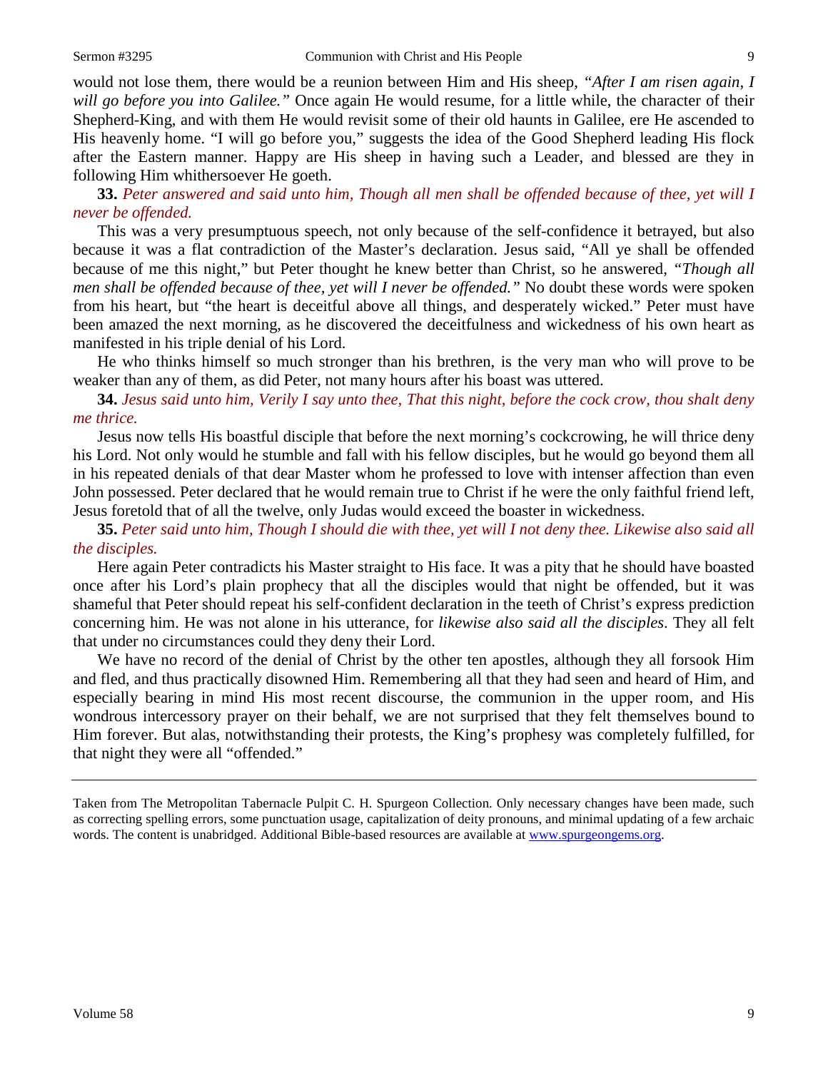would not lose them, there would be a reunion between Him and His sheep, *"After I am risen again, I will go before you into Galilee."* Once again He would resume, for a little while, the character of their Shepherd-King, and with them He would revisit some of their old haunts in Galilee, ere He ascended to His heavenly home. "I will go before you," suggests the idea of the Good Shepherd leading His flock after the Eastern manner. Happy are His sheep in having such a Leader, and blessed are they in following Him whithersoever He goeth.

**33.** *Peter answered and said unto him, Though all men shall be offended because of thee, yet will I never be offended.*

This was a very presumptuous speech, not only because of the self-confidence it betrayed, but also because it was a flat contradiction of the Master's declaration. Jesus said, "All ye shall be offended because of me this night," but Peter thought he knew better than Christ, so he answered, *"Though all men shall be offended because of thee, yet will I never be offended."* No doubt these words were spoken from his heart, but "the heart is deceitful above all things, and desperately wicked." Peter must have been amazed the next morning, as he discovered the deceitfulness and wickedness of his own heart as manifested in his triple denial of his Lord.

He who thinks himself so much stronger than his brethren, is the very man who will prove to be weaker than any of them, as did Peter, not many hours after his boast was uttered.

**34.** *Jesus said unto him, Verily I say unto thee, That this night, before the cock crow, thou shalt deny me thrice.*

Jesus now tells His boastful disciple that before the next morning's cockcrowing, he will thrice deny his Lord. Not only would he stumble and fall with his fellow disciples, but he would go beyond them all in his repeated denials of that dear Master whom he professed to love with intenser affection than even John possessed. Peter declared that he would remain true to Christ if he were the only faithful friend left, Jesus foretold that of all the twelve, only Judas would exceed the boaster in wickedness.

**35.** *Peter said unto him, Though I should die with thee, yet will I not deny thee. Likewise also said all the disciples.*

Here again Peter contradicts his Master straight to His face. It was a pity that he should have boasted once after his Lord's plain prophecy that all the disciples would that night be offended, but it was shameful that Peter should repeat his self-confident declaration in the teeth of Christ's express prediction concerning him. He was not alone in his utterance, for *likewise also said all the disciples*. They all felt that under no circumstances could they deny their Lord.

We have no record of the denial of Christ by the other ten apostles, although they all forsook Him and fled, and thus practically disowned Him. Remembering all that they had seen and heard of Him, and especially bearing in mind His most recent discourse, the communion in the upper room, and His wondrous intercessory prayer on their behalf, we are not surprised that they felt themselves bound to Him forever. But alas, notwithstanding their protests, the King's prophesy was completely fulfilled, for that night they were all "offended."

---

Taken from The Metropolitan Tabernacle Pulpit C. H. Spurgeon Collection. Only necessary changes have been made, such as correcting spelling errors, some punctuation usage, capitalization of deity pronouns, and minimal updating of a few archaic words. The content is unabridged. Additional Bible-based resources are available at [www.spurgeongems.org](http://www.spurgeongems.org).